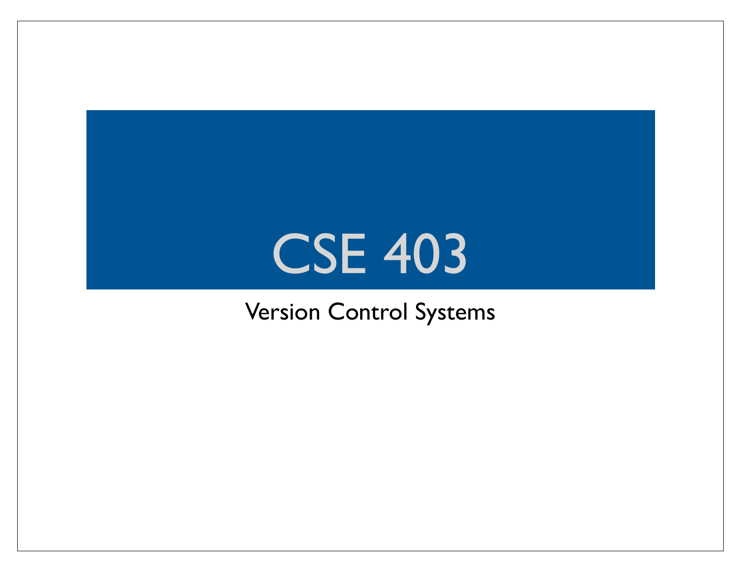# CSE 403

Version Control Systems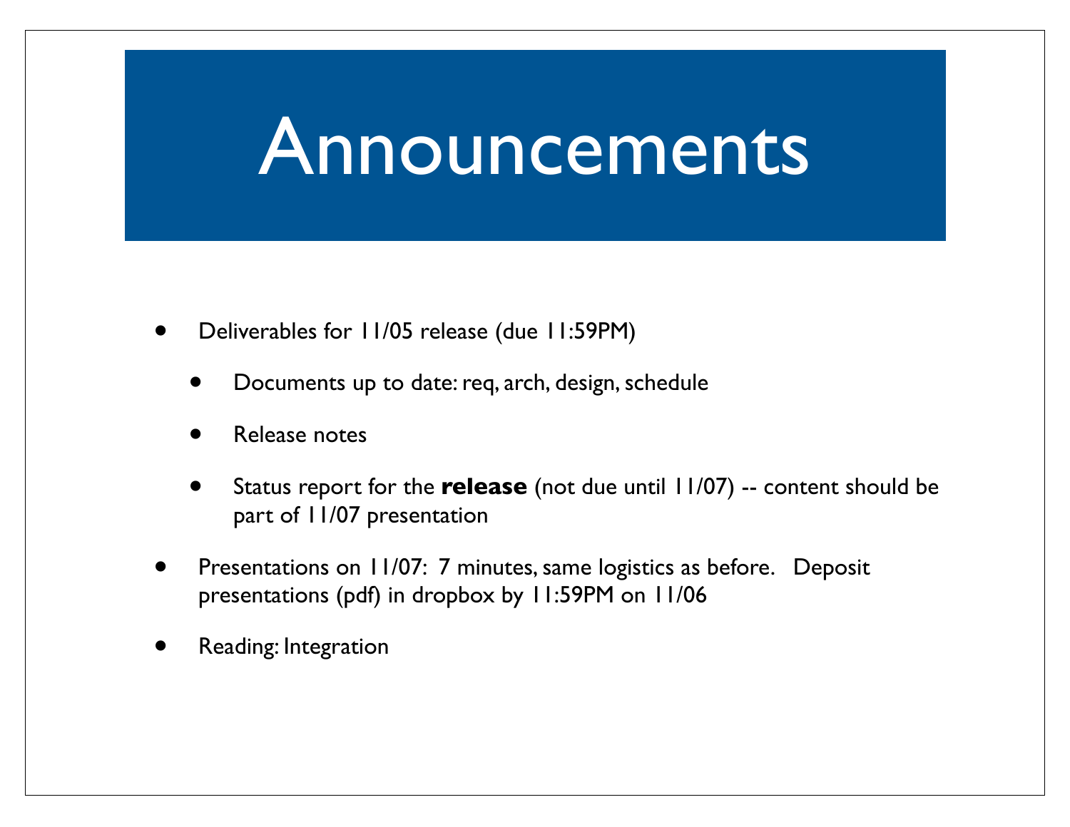# Announcements

- Deliverables for 11/05 release (due 11:59PM)
  - Documents up to date: req, arch, design, schedule
  - Release notes
  - Status report for the **release** (not due until 11/07) -- content should be part of 11/07 presentation
- Presentations on 11/07: 7 minutes, same logistics as before. Deposit presentations (pdf) in dropbox by 11:59PM on 11/06
- Reading: Integration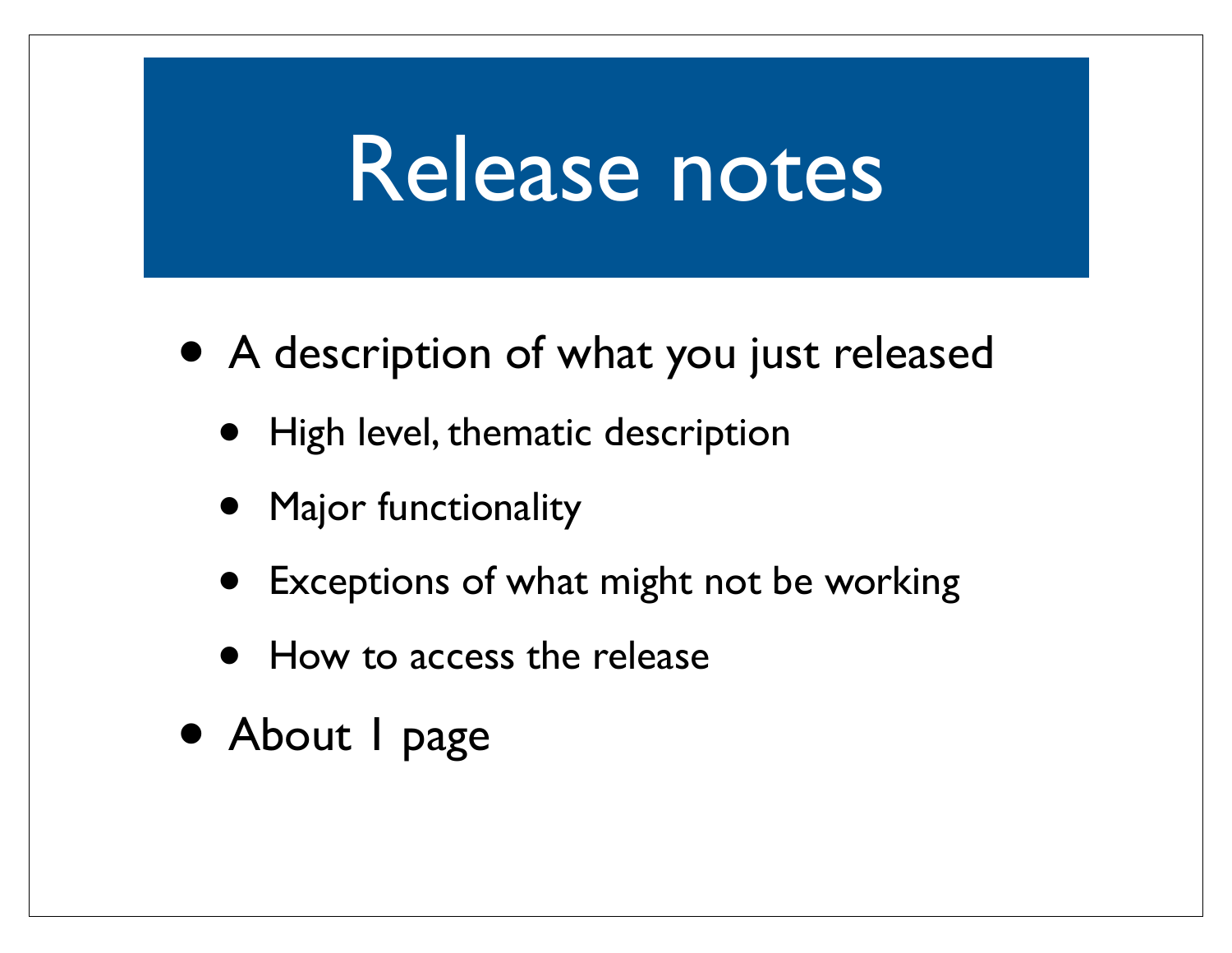# Release notes

- A description of what you just released
  - High level, thematic description
  - Major functionality
  - Exceptions of what might not be working
  - How to access the release
- About 1 page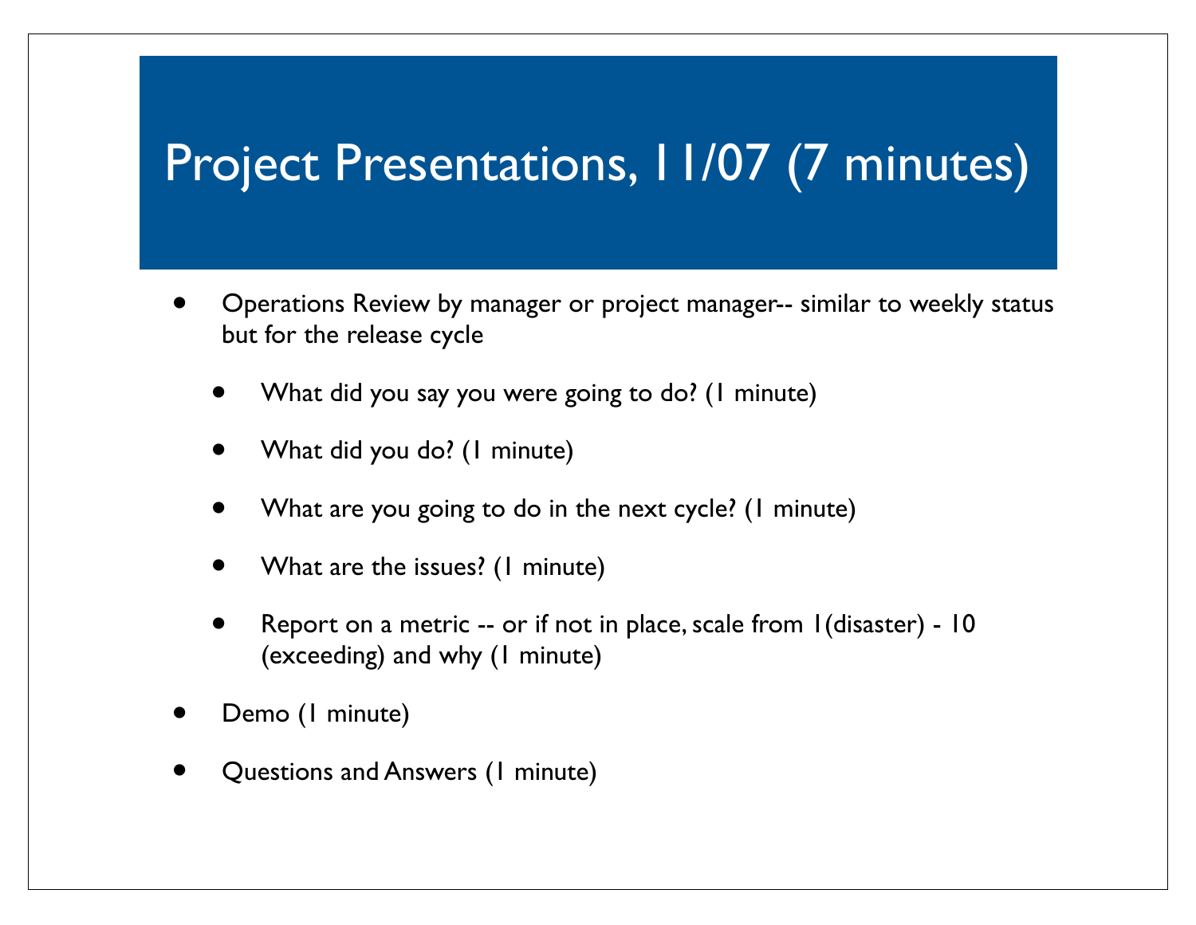# Project Presentations, 11/07 (7 minutes)

- Operations Review by manager or project manager-- similar to weekly status but for the release cycle
  - What did you say you were going to do? (1 minute)
  - What did you do? (1 minute)
  - What are you going to do in the next cycle? (1 minute)
  - What are the issues? (1 minute)
  - Report on a metric -- or if not in place, scale from 1(disaster) - 10 (exceeding) and why (1 minute)
- Demo (1 minute)
- Questions and Answers (1 minute)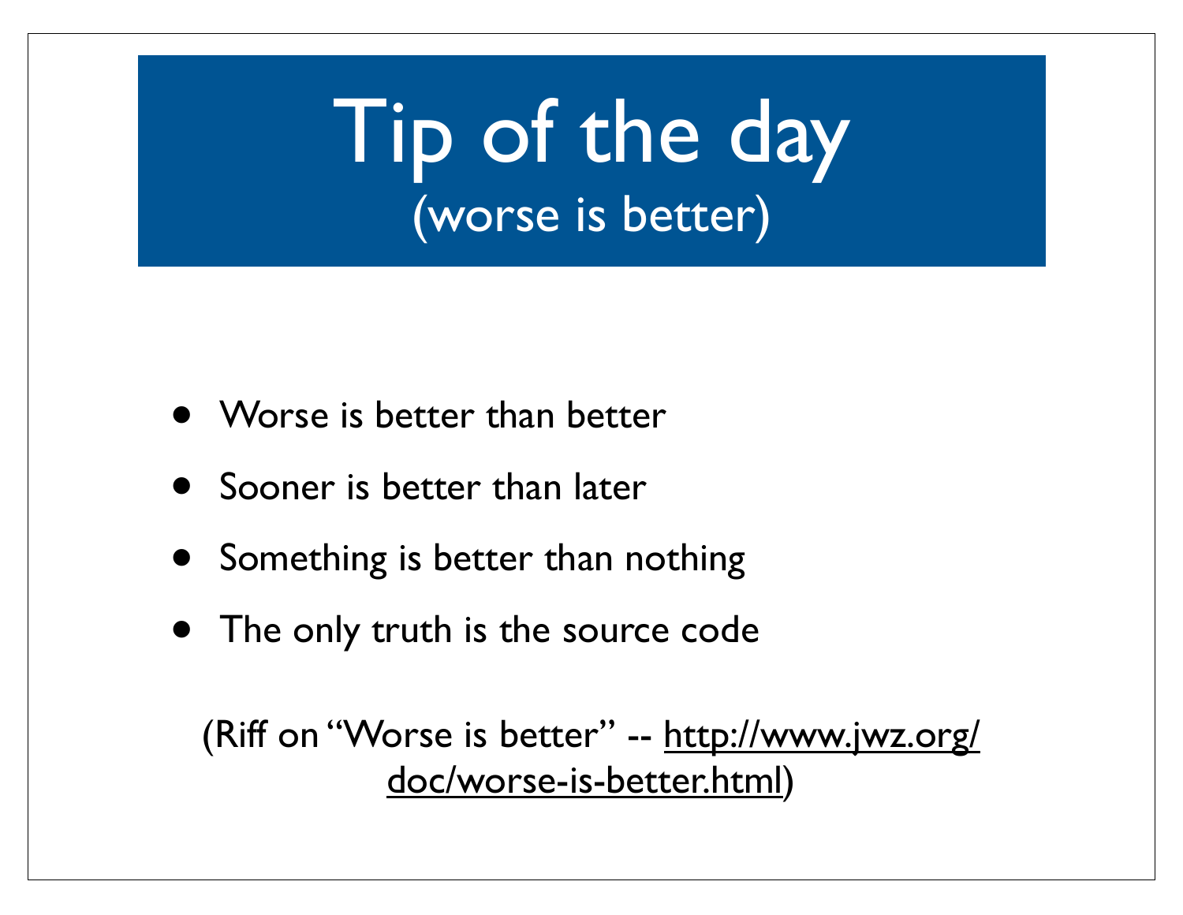# Tip of the day
## (worse is better)

- Worse is better than better
- Sooner is better than later
- Something is better than nothing
- The only truth is the source code

(Riff on "Worse is better" -- http://www.jwz.org/doc/worse-is-better.html)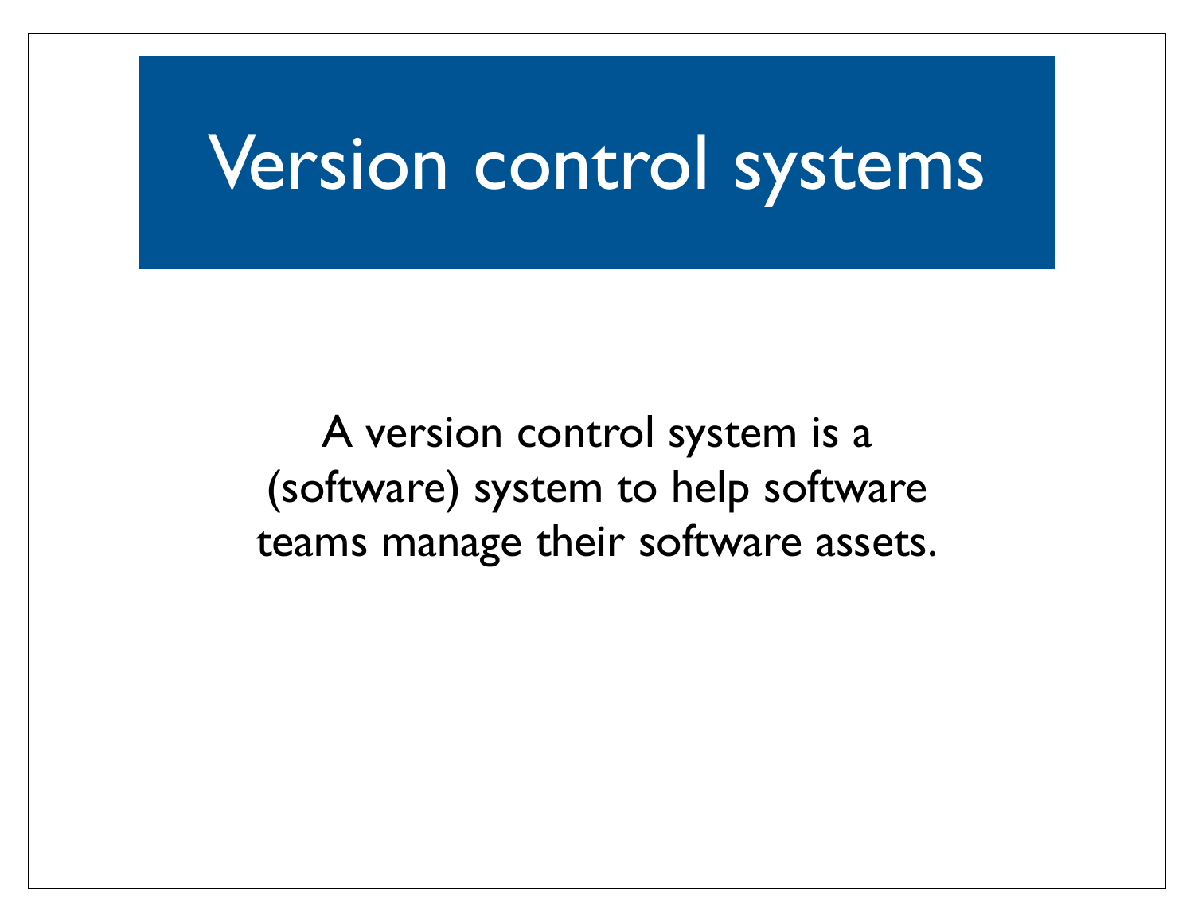# Version control systems

A version control system is a (software) system to help software teams manage their software assets.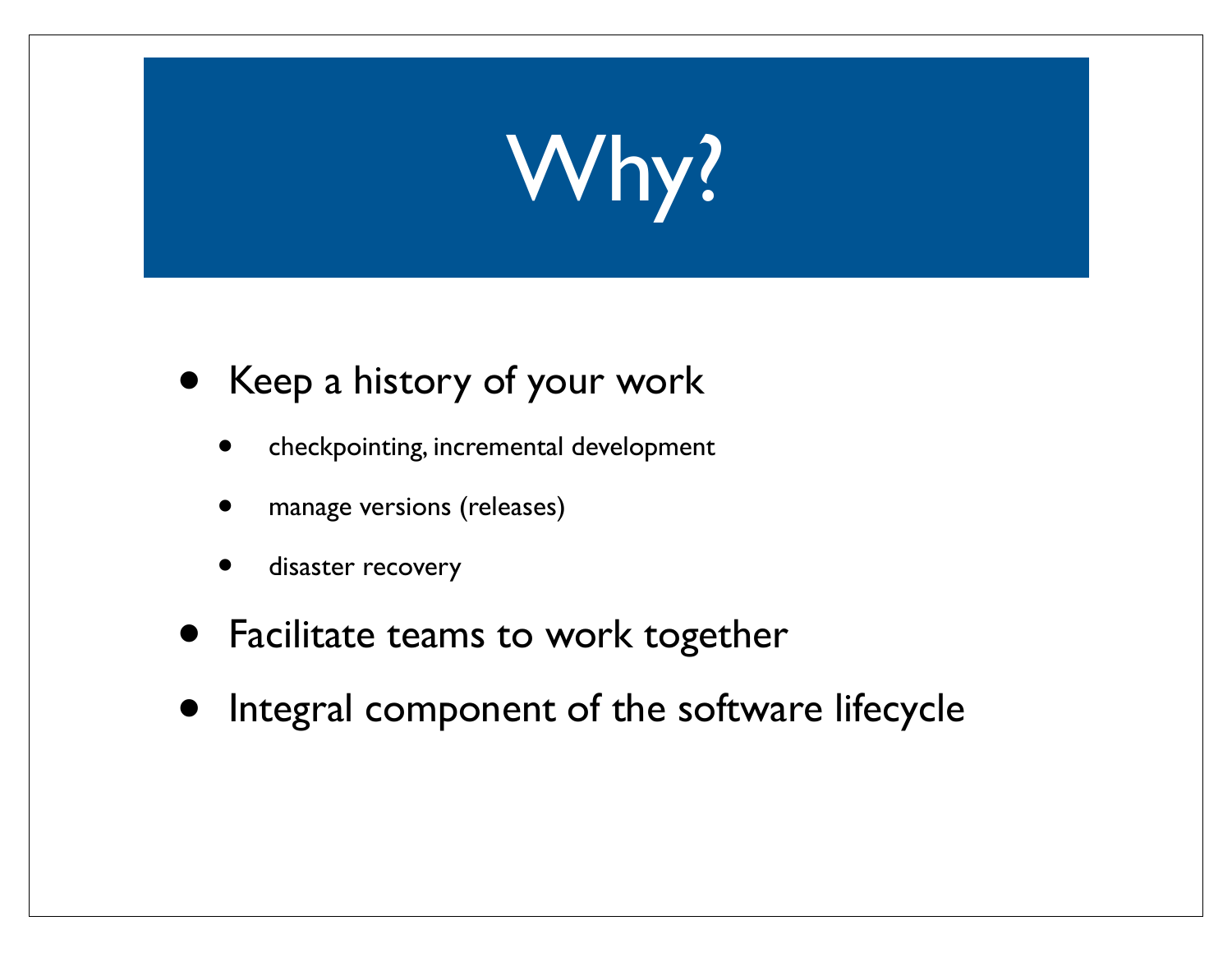# Why?

- Keep a history of your work
  - checkpointing, incremental development
  - manage versions (releases)
  - disaster recovery
- Facilitate teams to work together
- Integral component of the software lifecycle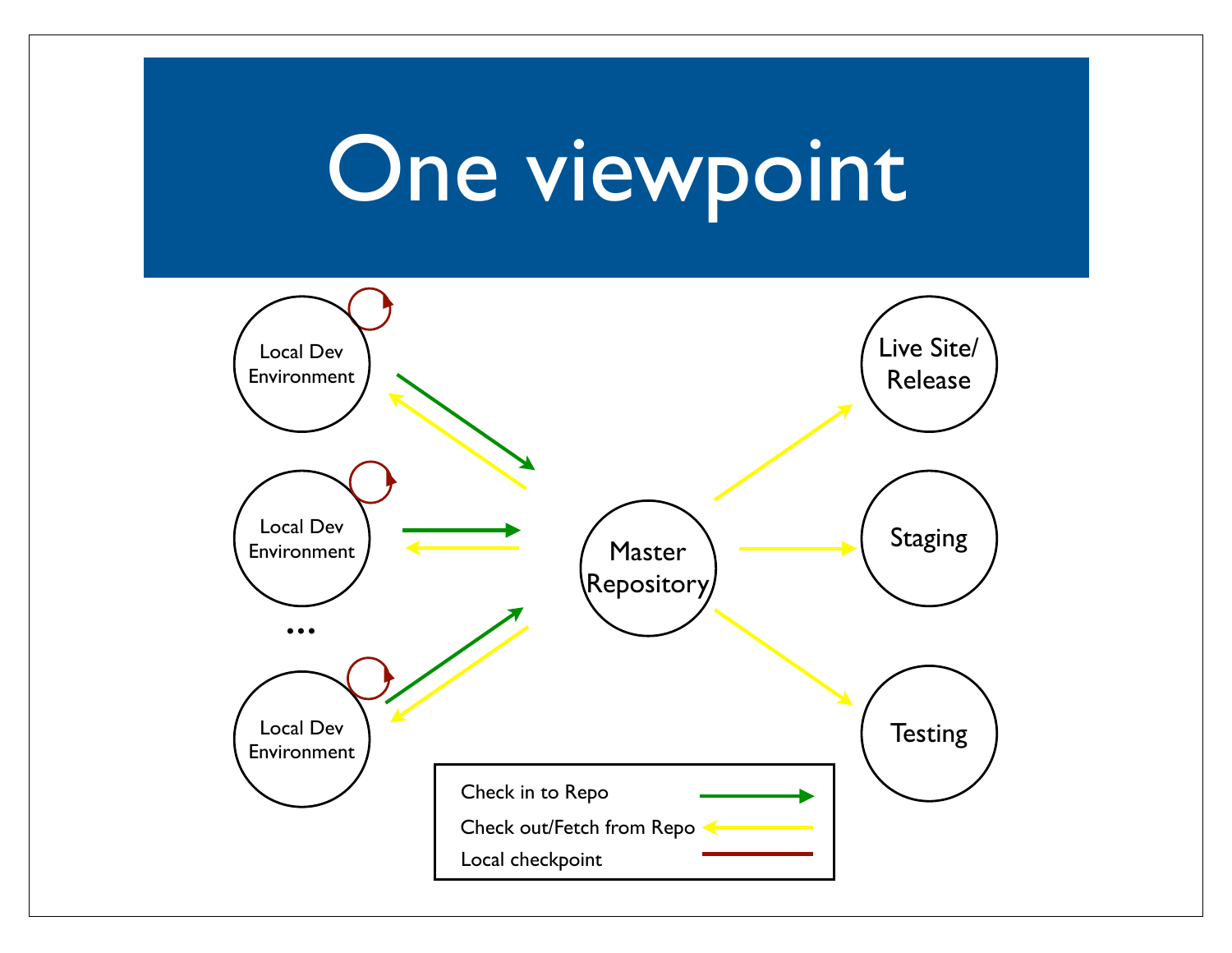# One viewpoint

Local Dev Environment

Local Dev Environment

...

Local Dev Environment

Master Repository

Live Site/ Release

Staging

Testing

Check in to Repo

Check out/Fetch from Repo

Local checkpoint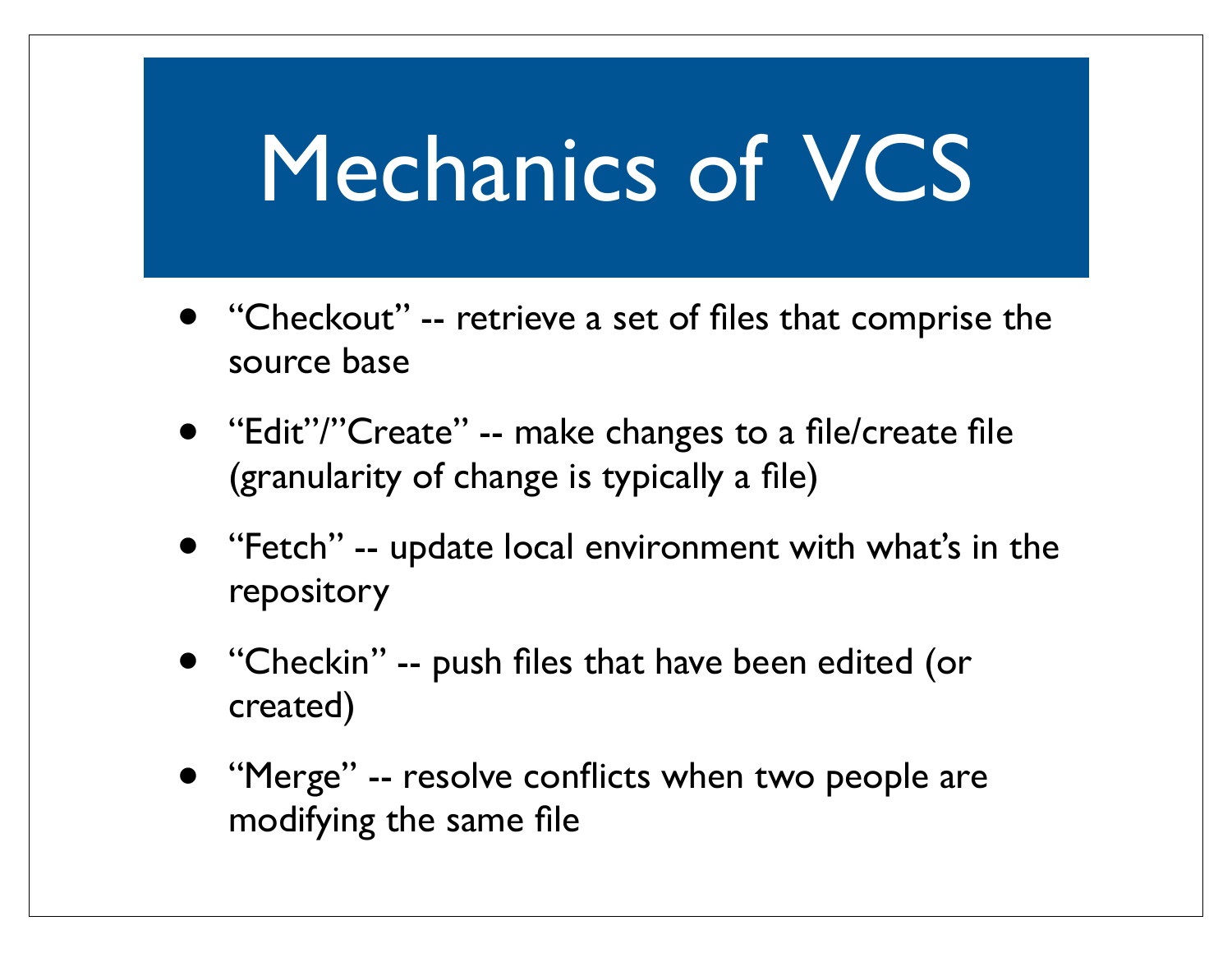# Mechanics of VCS

- “Checkout” -- retrieve a set of files that comprise the source base
- “Edit”/”Create” -- make changes to a file/create file (granularity of change is typically a file)
- “Fetch” -- update local environment with what’s in the repository
- “Checkin” -- push files that have been edited (or created)
- “Merge” -- resolve conflicts when two people are modifying the same file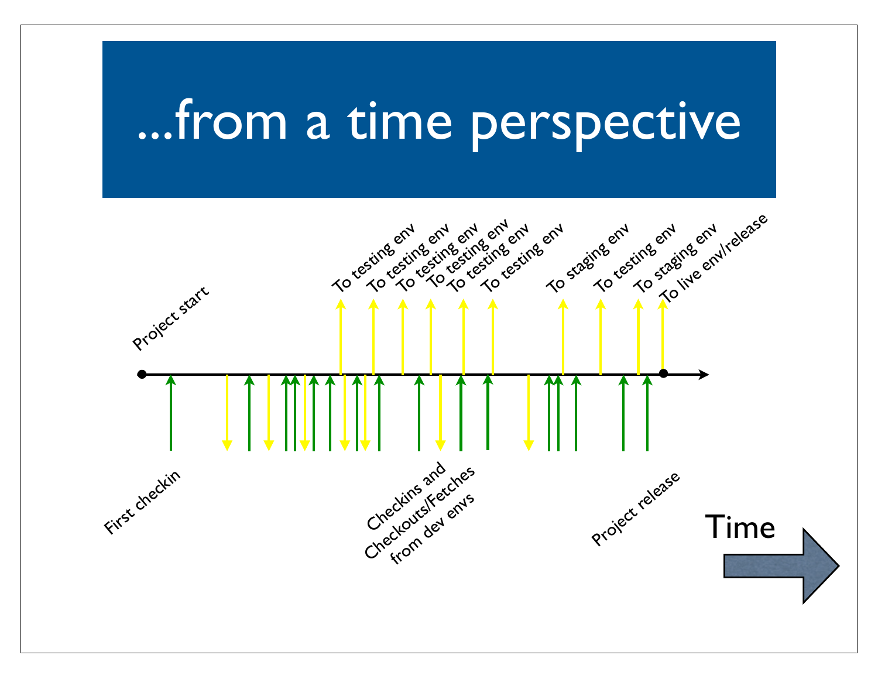# ...from a time perspective

Project start

To testing env

To testing env

To testing env

To testing env

To testing env

To testing env

To staging env

To testing env

To staging env

To live env/release

First checkin

Checkins and Checkouts/Fetches from dev envs

Project release

Time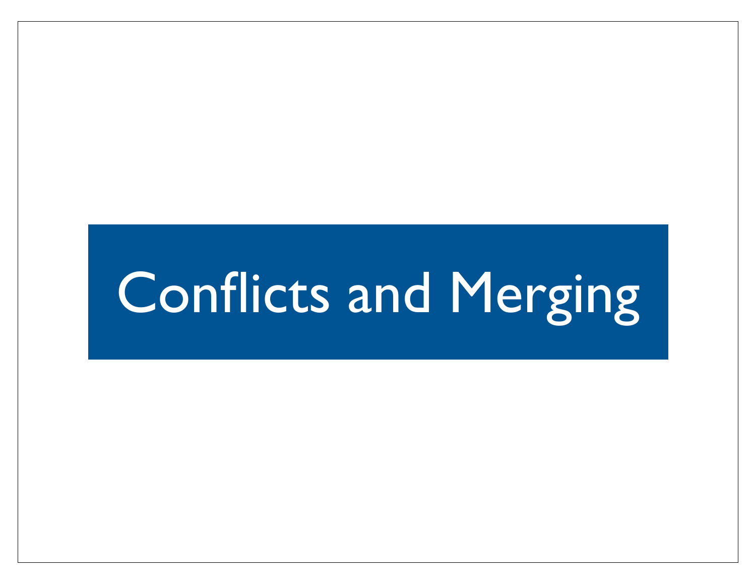# Conflicts and Merging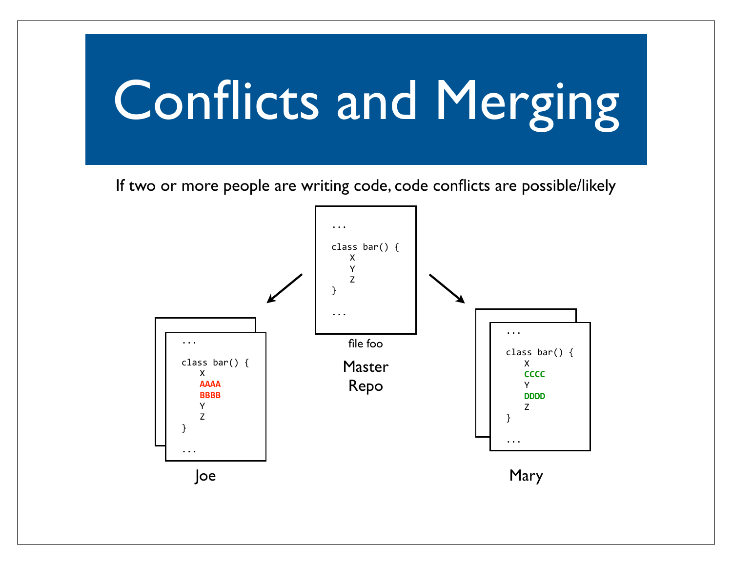# Conflicts and Merging

If two or more people are writing code, code conflicts are possible/likely

**Master Repo** (file foo):

```
...

class bar() {
    X
    Y
    Z
}

...
```

**Joe:**

```
...

class bar() {
    X
    AAAA
    BBBB
    Y
    Z
}

...
```

**Mary:**

```
...

class bar() {
    X
    CCCC
    Y
    DDDD
    Z
}

...
```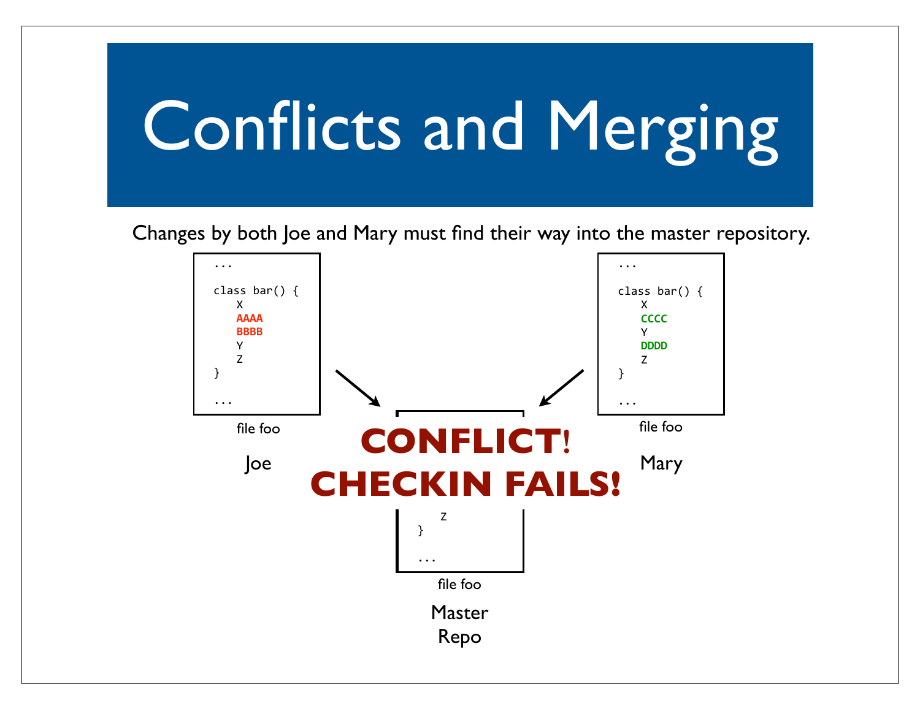# Conflicts and Merging

Changes by both Joe and Mary must find their way into the master repository.

```
...

class bar() {
    X
    AAAA
    BBBB
    Y
    Z
}

...
```

file foo

Joe

```
...

class bar() {
    X
    CCCC
    Y
    DDDD
    Z
}

...
```

file foo

Mary

**CONFLICT!**
**CHECKIN FAILS!**

```
    Z
}

...
```

file foo

Master Repo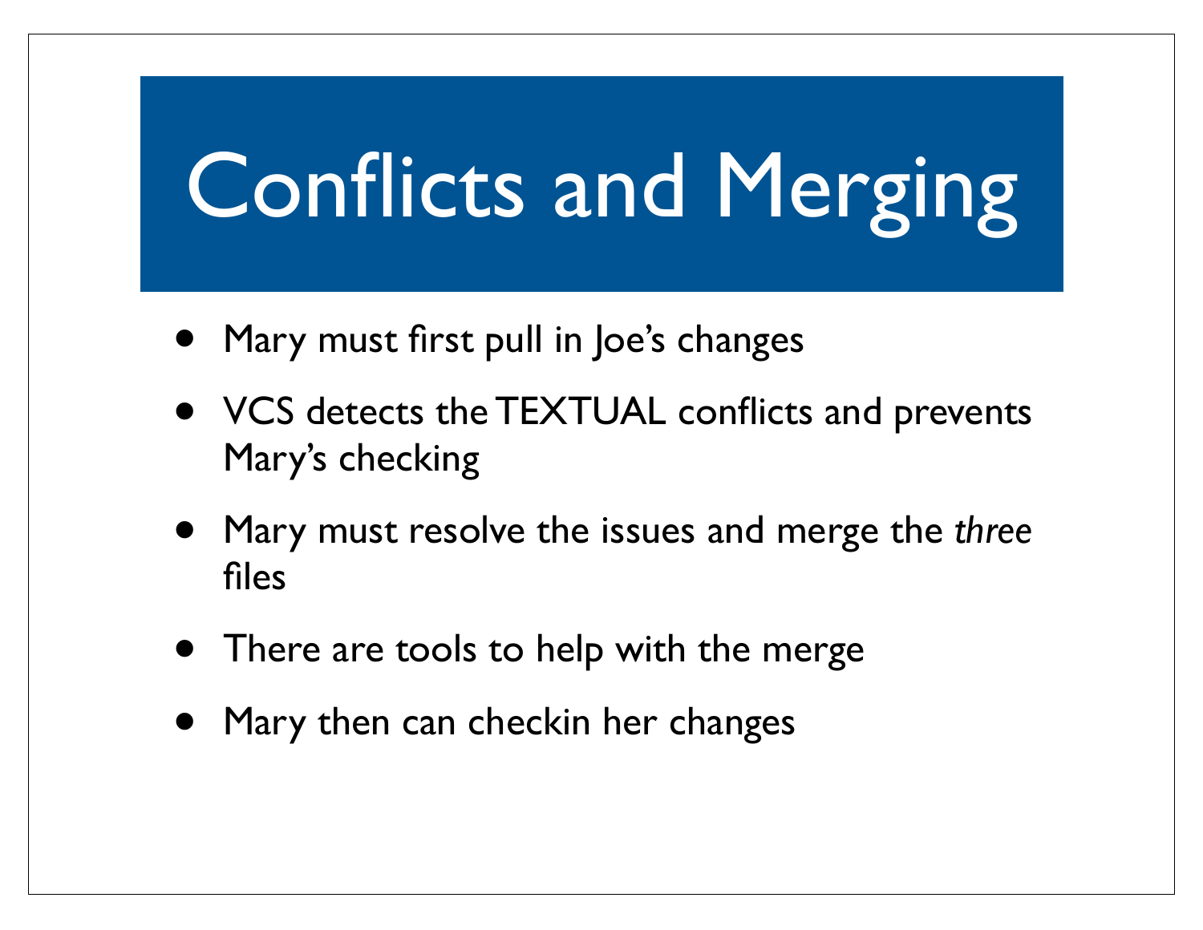# Conflicts and Merging

- Mary must first pull in Joe's changes
- VCS detects the TEXTUAL conflicts and prevents Mary's checking
- Mary must resolve the issues and merge the *three* files
- There are tools to help with the merge
- Mary then can checkin her changes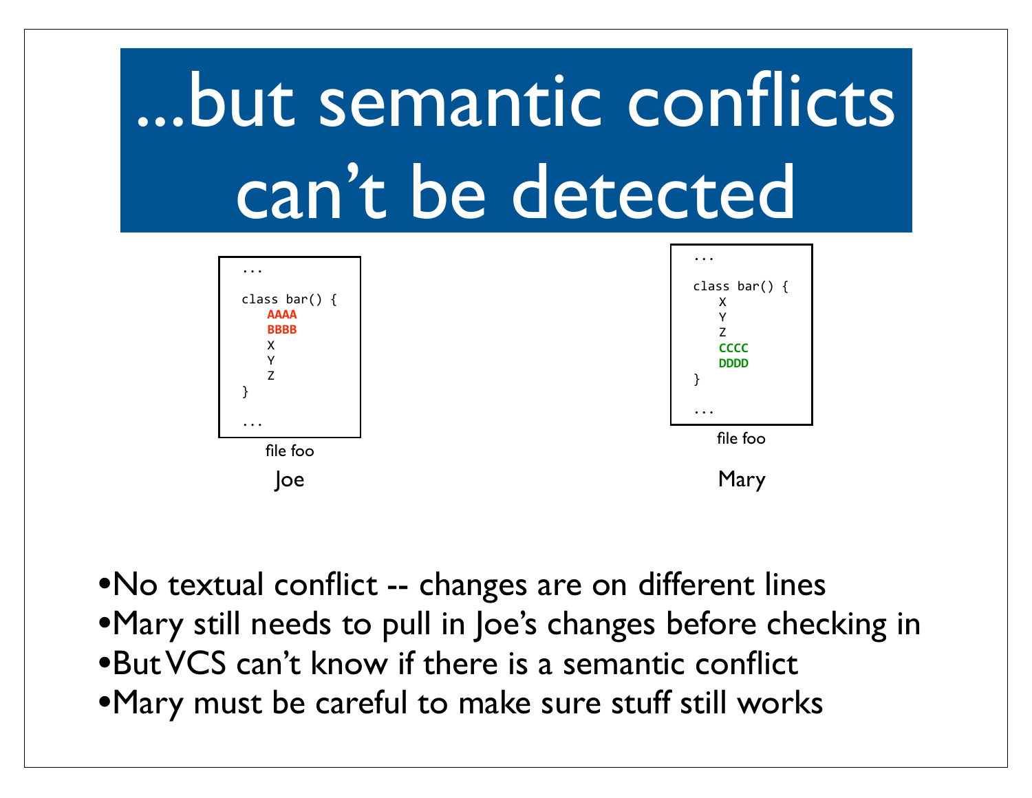# ...but semantic conflicts can't be detected

```
...

class bar() {
    AAAA
    BBBB
    X
    Y
    Z
}

...
```

file foo

Joe

```
...

class bar() {
    X
    Y
    Z
    CCCC
    DDDD
}

...
```

file foo

Mary

- No textual conflict -- changes are on different lines
- Mary still needs to pull in Joe's changes before checking in
- But VCS can't know if there is a semantic conflict
- Mary must be careful to make sure stuff still works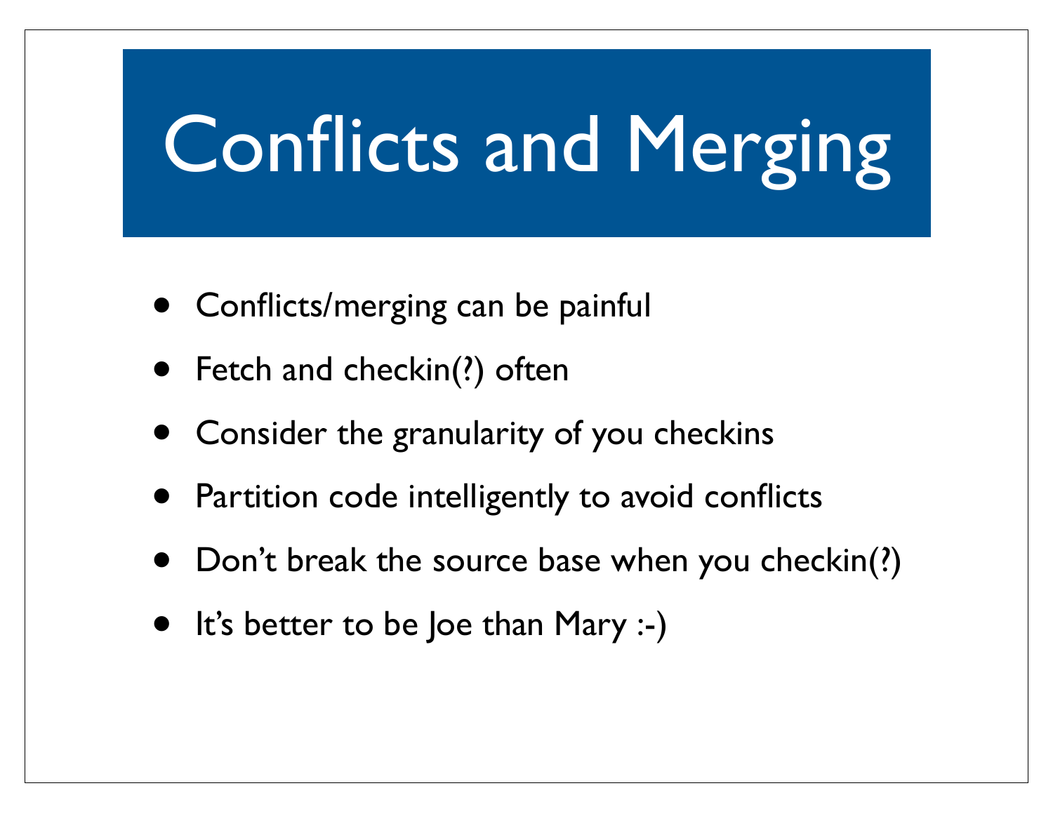# Conflicts and Merging

- Conflicts/merging can be painful
- Fetch and checkin(?) often
- Consider the granularity of you checkins
- Partition code intelligently to avoid conflicts
- Don't break the source base when you checkin(?)
- It's better to be Joe than Mary :-)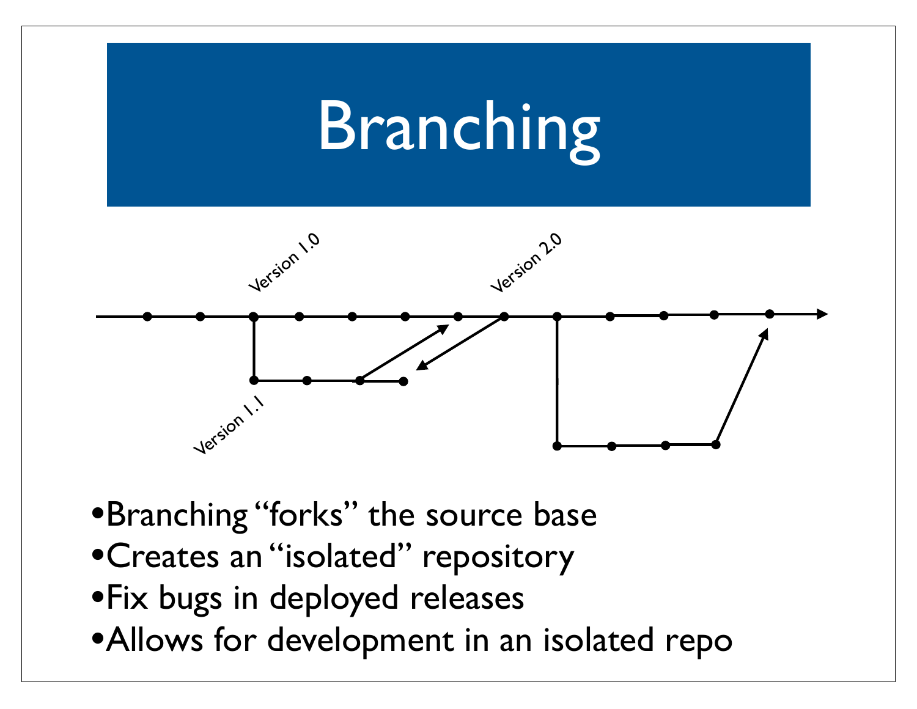# Branching

Version 1.0

Version 2.0

Version 1.1

- Branching "forks" the source base
- Creates an "isolated" repository
- Fix bugs in deployed releases
- Allows for development in an isolated repo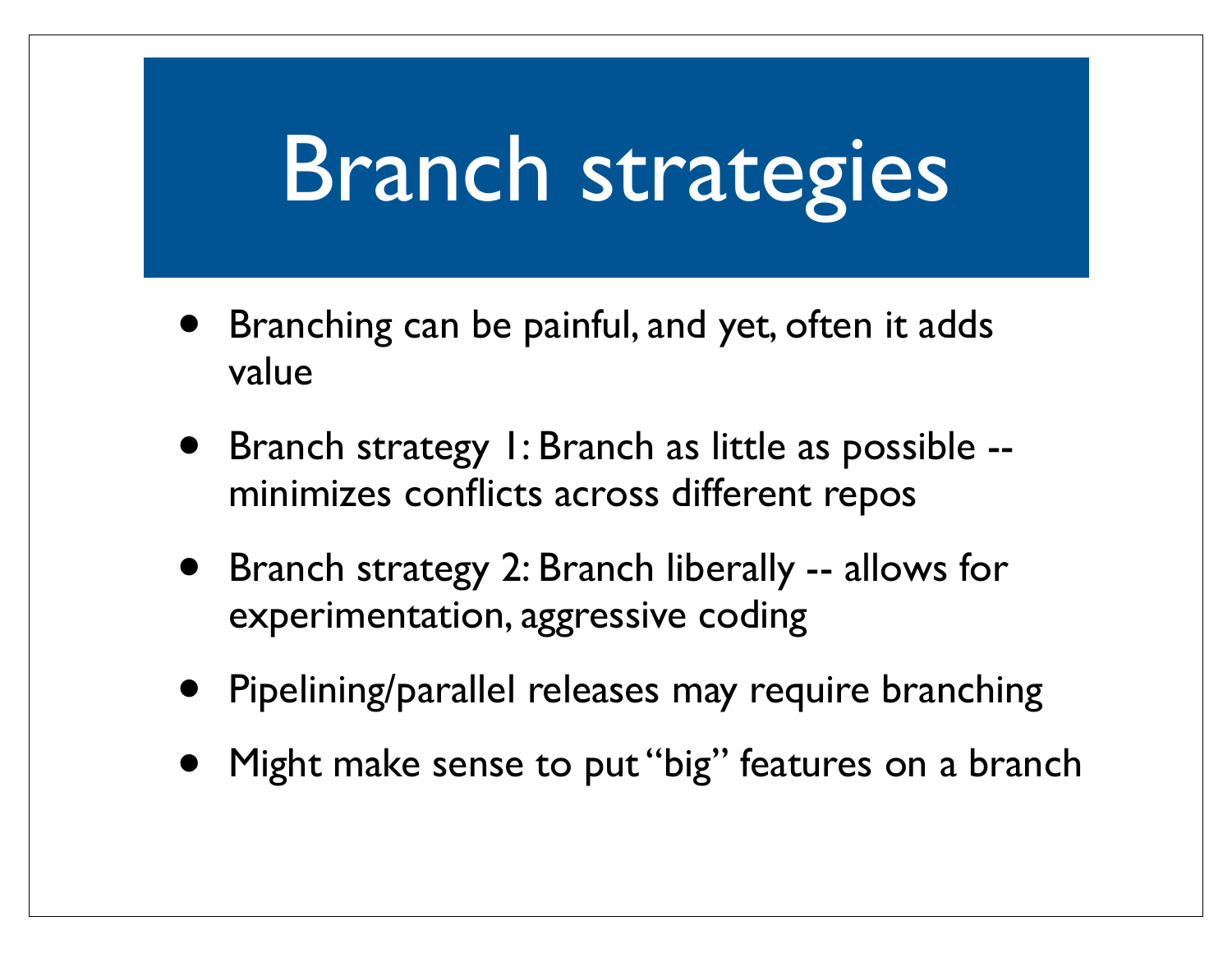# Branch strategies

- Branching can be painful, and yet, often it adds value
- Branch strategy 1: Branch as little as possible -- minimizes conflicts across different repos
- Branch strategy 2: Branch liberally -- allows for experimentation, aggressive coding
- Pipelining/parallel releases may require branching
- Might make sense to put "big" features on a branch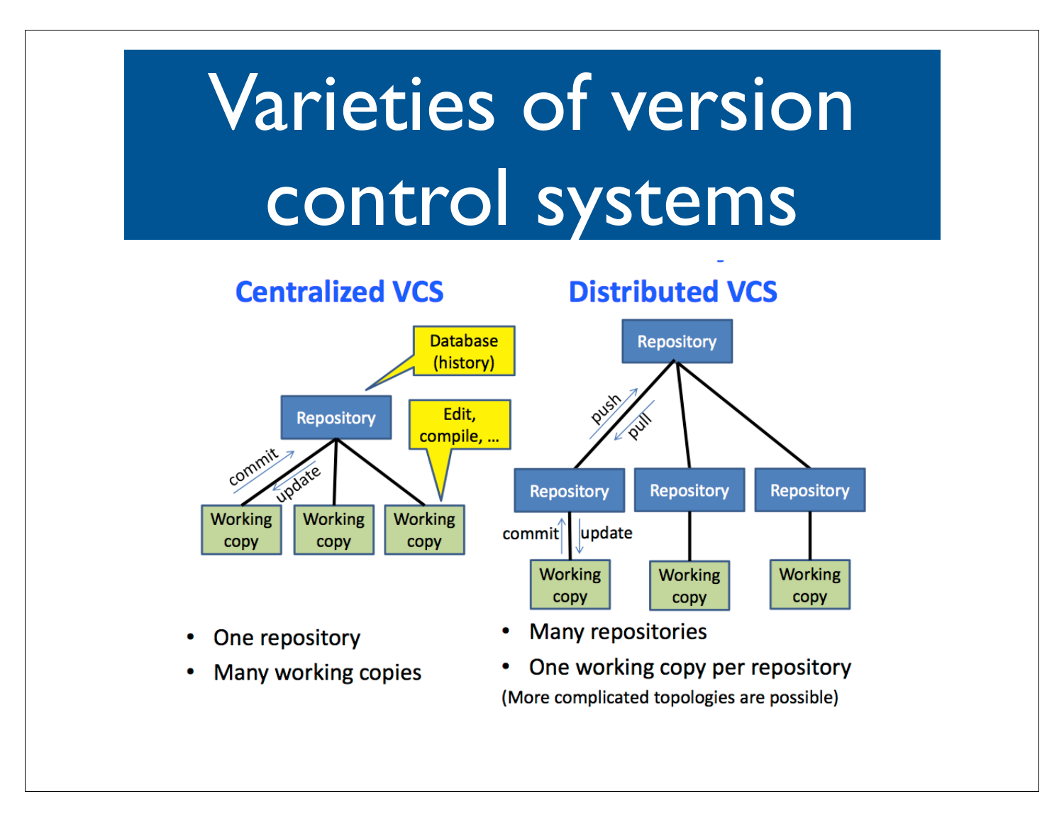# Varieties of version control systems

## Centralized VCS

- One repository
- Many working copies

## Distributed VCS

- Many repositories
- One working copy per repository

(More complicated topologies are possible)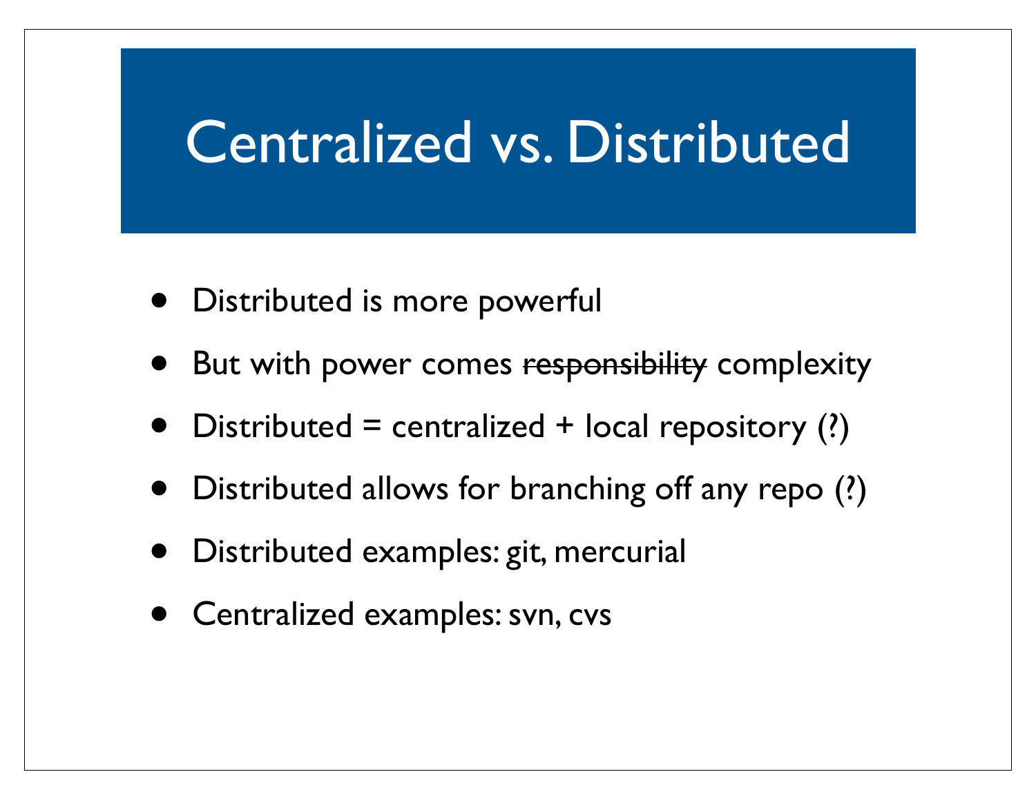# Centralized vs. Distributed

- Distributed is more powerful
- But with power comes ~~responsibility~~ complexity
- Distributed = centralized + local repository (?)
- Distributed allows for branching off any repo (?)
- Distributed examples: git, mercurial
- Centralized examples: svn, cvs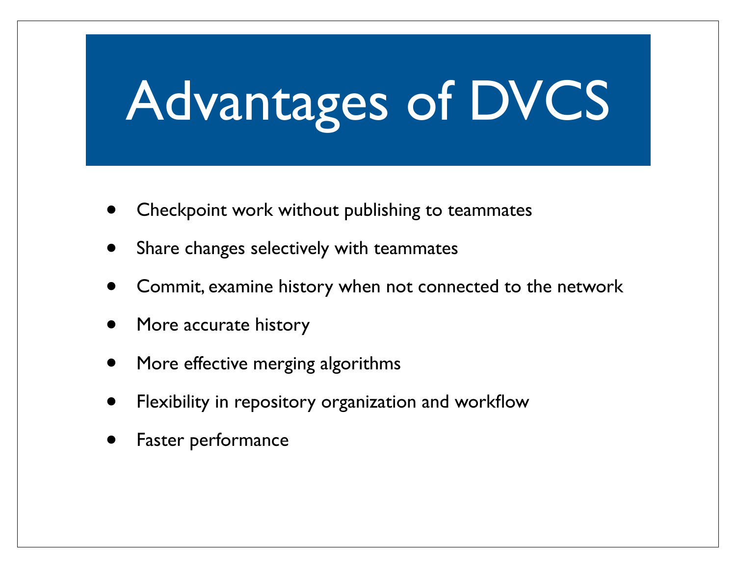# Advantages of DVCS

- Checkpoint work without publishing to teammates
- Share changes selectively with teammates
- Commit, examine history when not connected to the network
- More accurate history
- More effective merging algorithms
- Flexibility in repository organization and workflow
- Faster performance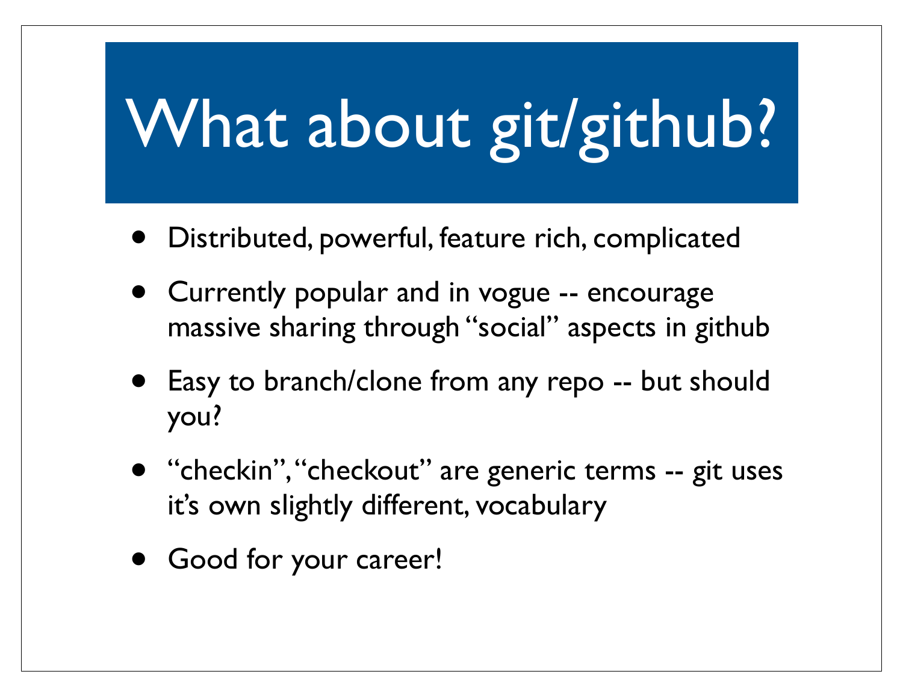# What about git/github?

- Distributed, powerful, feature rich, complicated
- Currently popular and in vogue -- encourage massive sharing through "social" aspects in github
- Easy to branch/clone from any repo -- but should you?
- "checkin", "checkout" are generic terms -- git uses it's own slightly different, vocabulary
- Good for your career!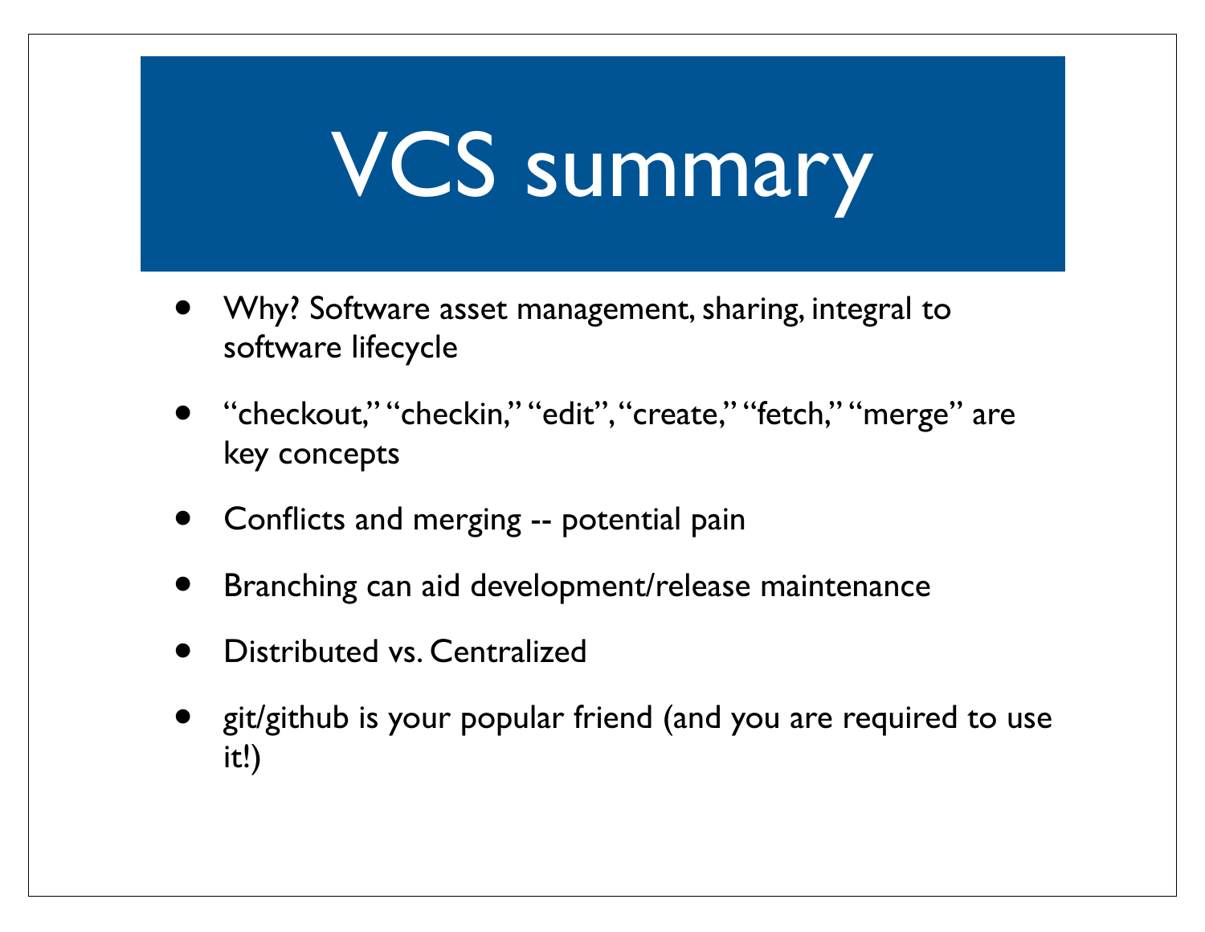# VCS summary

- Why? Software asset management, sharing, integral to software lifecycle
- "checkout," "checkin," "edit", "create," "fetch," "merge" are key concepts
- Conflicts and merging -- potential pain
- Branching can aid development/release maintenance
- Distributed vs. Centralized
- git/github is your popular friend (and you are required to use it!)